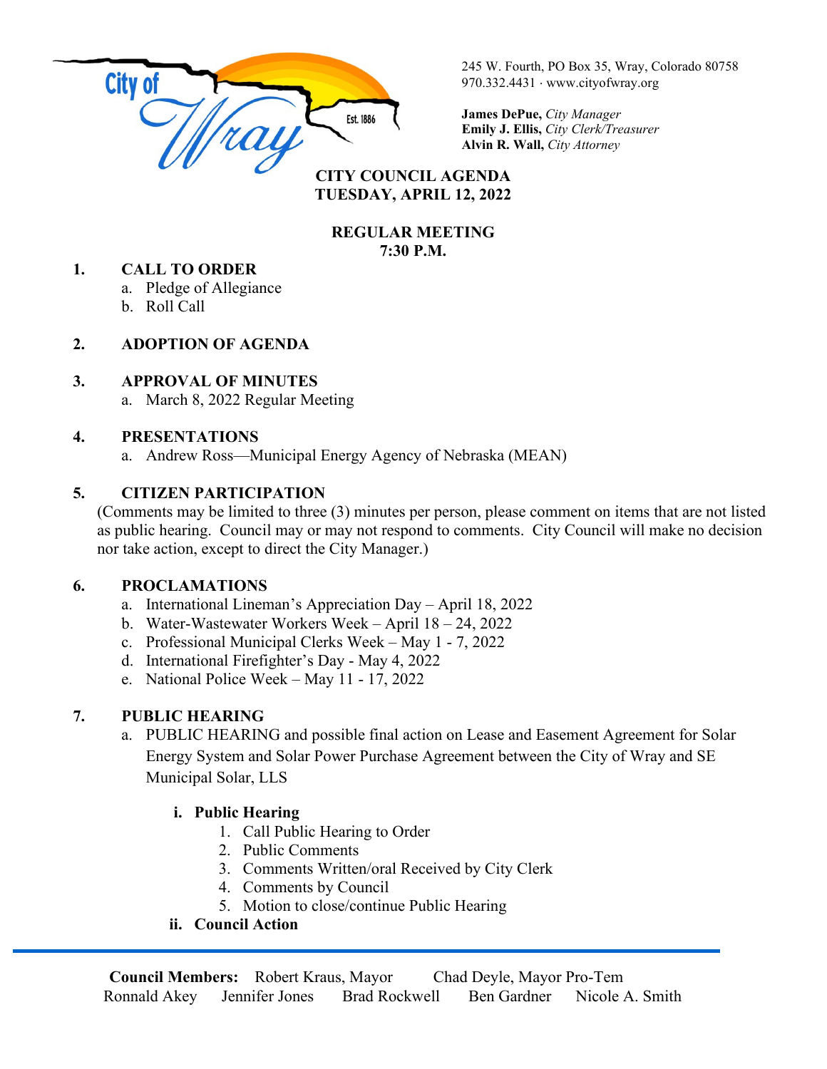City of Wray Est. 1886

245 W. Fourth, PO Box 35, Wray, Colorado 80758
970.332.4431 · www.cityofwray.org

**James DePue,** *City Manager*
**Emily J. Ellis,** *City Clerk/Treasurer*
**Alvin R. Wall,** *City Attorney*

# CITY COUNCIL AGENDA
# TUESDAY, APRIL 12, 2022

## REGULAR MEETING
## 7:30 P.M.

**1. CALL TO ORDER**
   a. Pledge of Allegiance
   b. Roll Call

**2. ADOPTION OF AGENDA**

**3. APPROVAL OF MINUTES**
   a. March 8, 2022 Regular Meeting

**4. PRESENTATIONS**
   a. Andrew Ross—Municipal Energy Agency of Nebraska (MEAN)

**5. CITIZEN PARTICIPATION**
(Comments may be limited to three (3) minutes per person, please comment on items that are not listed as public hearing. Council may or may not respond to comments. City Council will make no decision nor take action, except to direct the City Manager.)

**6. PROCLAMATIONS**
   a. International Lineman's Appreciation Day – April 18, 2022
   b. Water-Wastewater Workers Week – April 18 – 24, 2022
   c. Professional Municipal Clerks Week – May 1 - 7, 2022
   d. International Firefighter's Day - May 4, 2022
   e. National Police Week – May 11 - 17, 2022

**7. PUBLIC HEARING**
   a. PUBLIC HEARING and possible final action on Lease and Easement Agreement for Solar Energy System and Solar Power Purchase Agreement between the City of Wray and SE Municipal Solar, LLS

      **i. Public Hearing**
         1. Call Public Hearing to Order
         2. Public Comments
         3. Comments Written/oral Received by City Clerk
         4. Comments by Council
         5. Motion to close/continue Public Hearing

      **ii. Council Action**

**Council Members:** Robert Kraus, Mayor   Chad Deyle, Mayor Pro-Tem
Ronnald Akey   Jennifer Jones   Brad Rockwell   Ben Gardner   Nicole A. Smith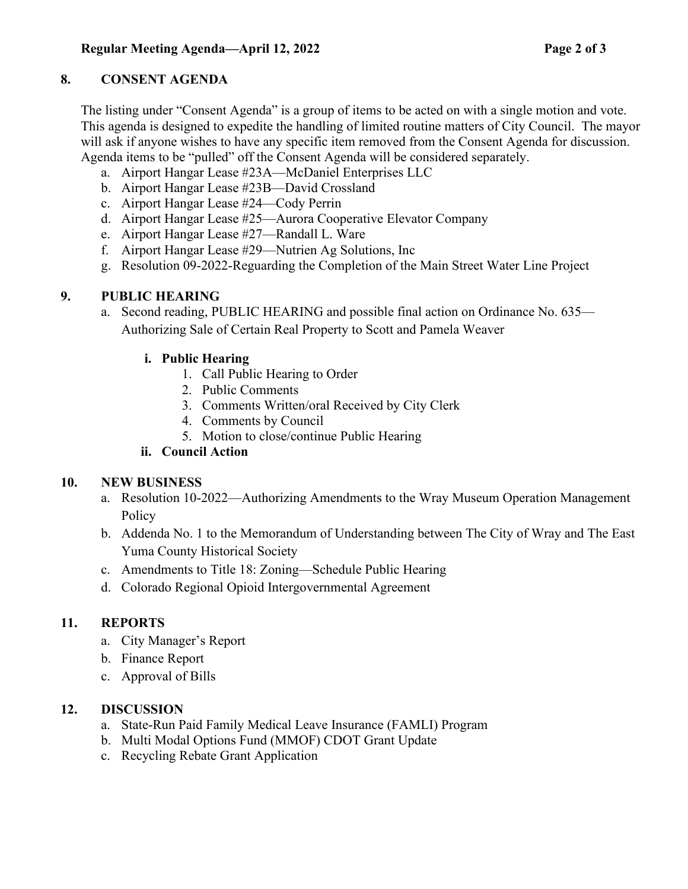## 8. CONSENT AGENDA

The listing under "Consent Agenda" is a group of items to be acted on with a single motion and vote. This agenda is designed to expedite the handling of limited routine matters of City Council. The mayor will ask if anyone wishes to have any specific item removed from the Consent Agenda for discussion. Agenda items to be "pulled" off the Consent Agenda will be considered separately.

a. Airport Hangar Lease #23A—McDaniel Enterprises LLC
b. Airport Hangar Lease #23B—David Crossland
c. Airport Hangar Lease #24—Cody Perrin
d. Airport Hangar Lease #25—Aurora Cooperative Elevator Company
e. Airport Hangar Lease #27—Randall L. Ware
f. Airport Hangar Lease #29—Nutrien Ag Solutions, Inc
g. Resolution 09-2022-Reguarding the Completion of the Main Street Water Line Project

## 9. PUBLIC HEARING

a. Second reading, PUBLIC HEARING and possible final action on Ordinance No. 635—Authorizing Sale of Certain Real Property to Scott and Pamela Weaver

   **i. Public Hearing**
   1. Call Public Hearing to Order
   2. Public Comments
   3. Comments Written/oral Received by City Clerk
   4. Comments by Council
   5. Motion to close/continue Public Hearing

   **ii. Council Action**

## 10. NEW BUSINESS

a. Resolution 10-2022—Authorizing Amendments to the Wray Museum Operation Management Policy
b. Addenda No. 1 to the Memorandum of Understanding between The City of Wray and The East Yuma County Historical Society
c. Amendments to Title 18: Zoning—Schedule Public Hearing
d. Colorado Regional Opioid Intergovernmental Agreement

## 11. REPORTS

a. City Manager's Report
b. Finance Report
c. Approval of Bills

## 12. DISCUSSION

a. State-Run Paid Family Medical Leave Insurance (FAMLI) Program
b. Multi Modal Options Fund (MMOF) CDOT Grant Update
c. Recycling Rebate Grant Application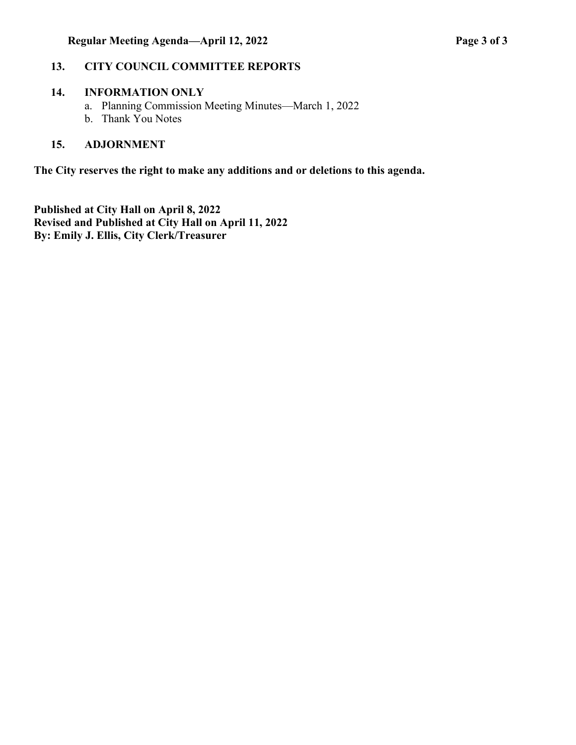**13. CITY COUNCIL COMMITTEE REPORTS**

**14. INFORMATION ONLY**

a. Planning Commission Meeting Minutes—March 1, 2022
b. Thank You Notes

**15. ADJOURNMENT**

**The City reserves the right to make any additions and or deletions to this agenda.**

**Published at City Hall on April 8, 2022**
**Revised and Published at City Hall on April 11, 2022**
**By: Emily J. Ellis, City Clerk/Treasurer**